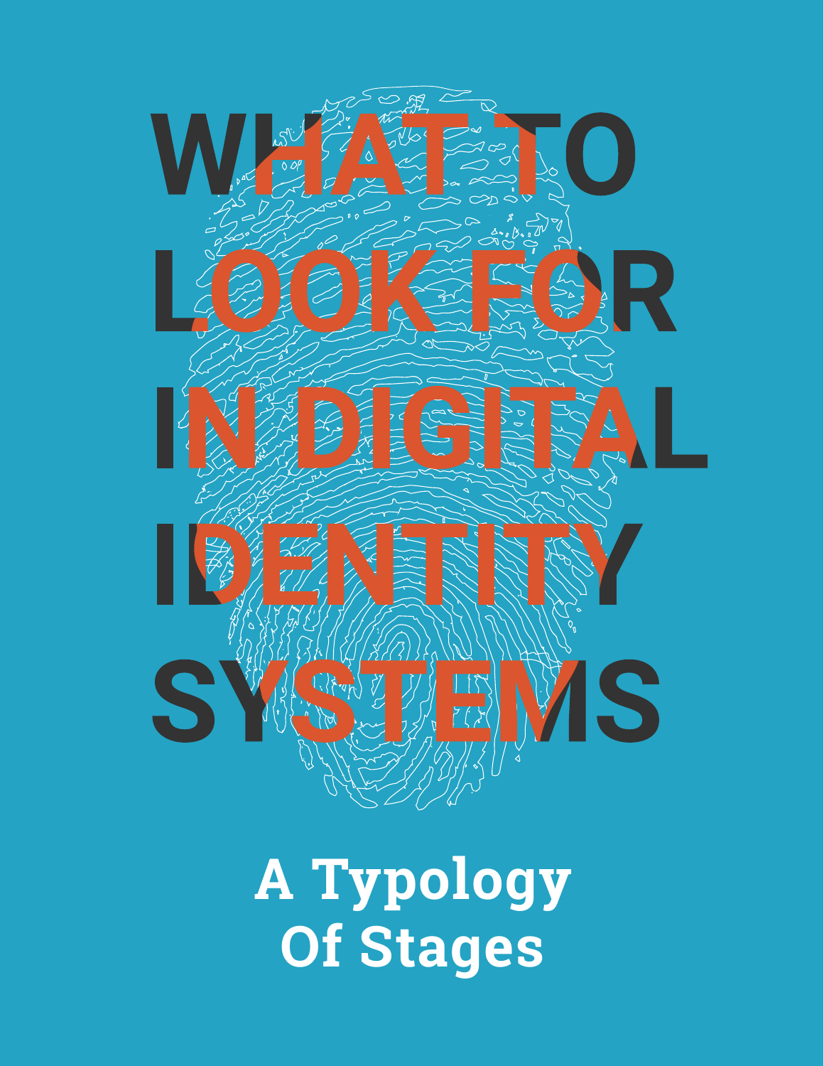# WHAT TO LOOK FOR IN DIGITAL IDENTITY SYSTEMS

## A Typology Of Stages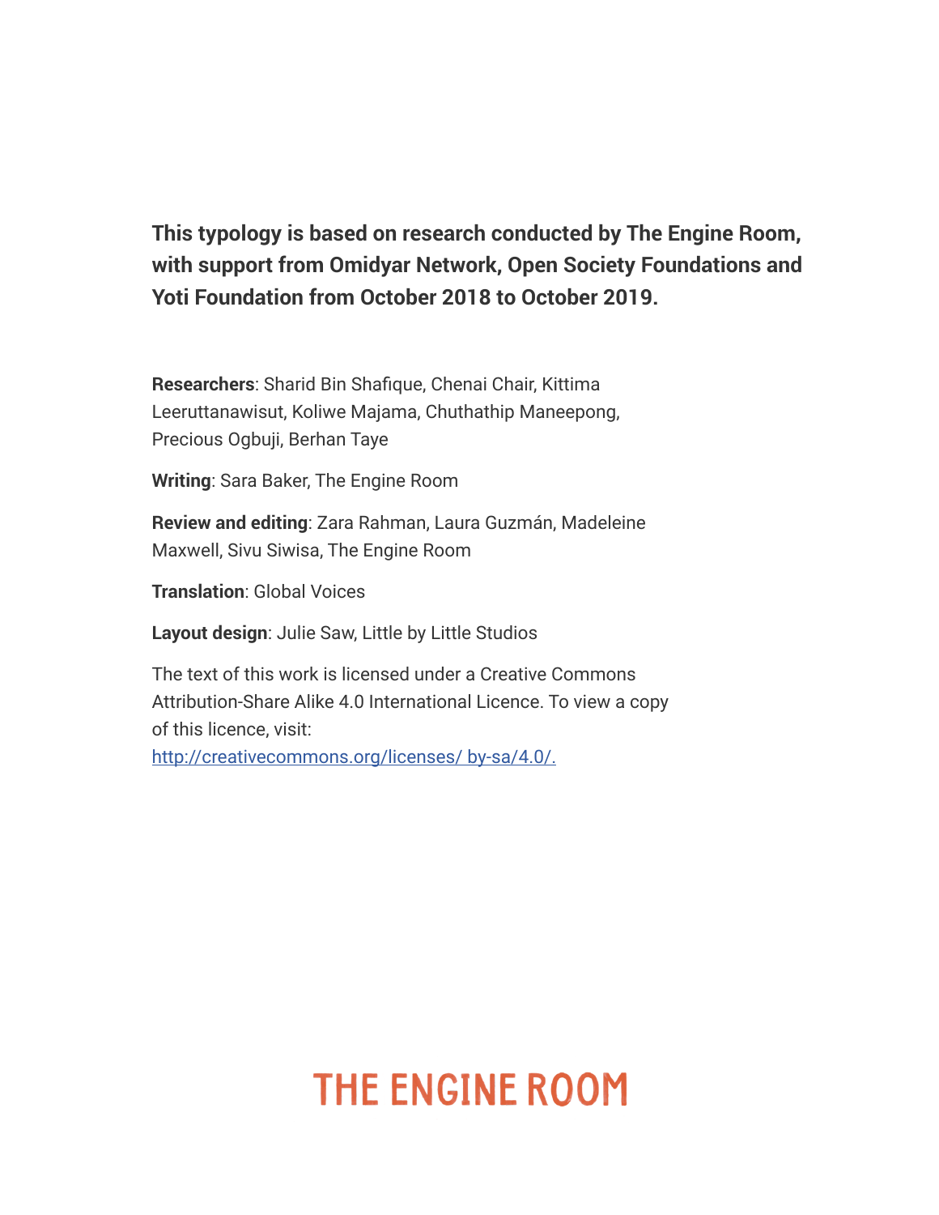**This typology is based on research conducted by The Engine Room, with support from Omidyar Network, Open Society Foundations and Yoti Foundation from October 2018 to October 2019.**

**Researchers**: Sharid Bin Shafique, Chenai Chair, Kittima Leeruttanawisut, Koliwe Majama, Chuthathip Maneepong, Precious Ogbuji, Berhan Taye

**Writing**: Sara Baker, The Engine Room

**Review and editing**: Zara Rahman, Laura Guzmán, Madeleine Maxwell, Sivu Siwisa, The Engine Room

**Translation**: Global Voices

**Layout design**: Julie Saw, Little by Little Studios

The text of this work is licensed under a Creative Commons Attribution-Share Alike 4.0 International Licence. To view a copy of this licence, visit: [http://creativecommons.org/licenses/ by-sa/4.0/.](http://creativecommons.org/licenses/by-sa/4.0/)

THE ENGINE ROOM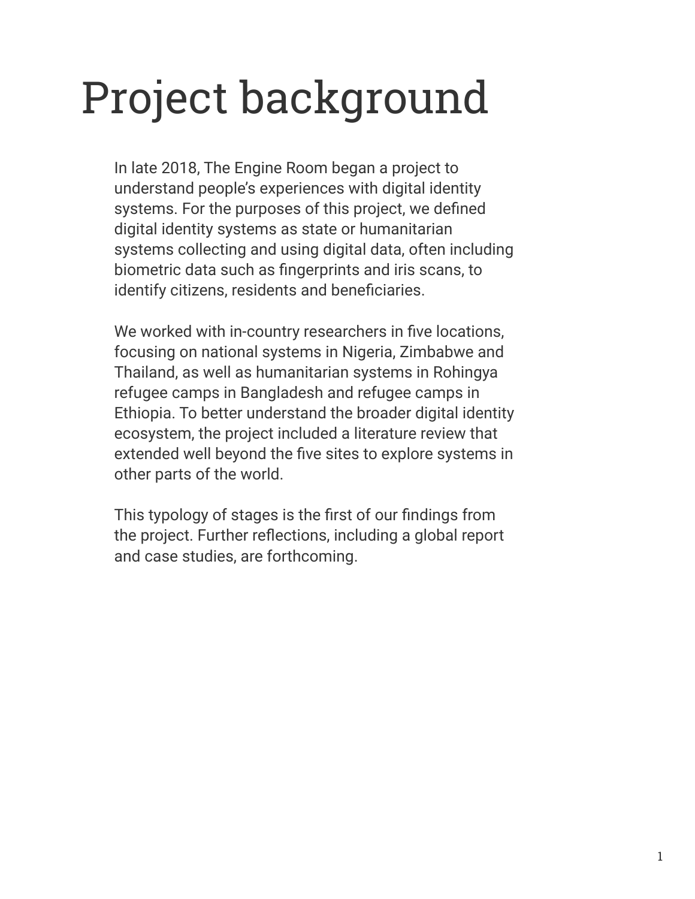# Project background

In late 2018, The Engine Room began a project to understand people's experiences with digital identity systems. For the purposes of this project, we defined digital identity systems as state or humanitarian systems collecting and using digital data, often including biometric data such as fingerprints and iris scans, to identify citizens, residents and beneficiaries.

We worked with in-country researchers in five locations, focusing on national systems in Nigeria, Zimbabwe and Thailand, as well as humanitarian systems in Rohingya refugee camps in Bangladesh and refugee camps in Ethiopia. To better understand the broader digital identity ecosystem, the project included a literature review that extended well beyond the five sites to explore systems in other parts of the world.

This typology of stages is the first of our findings from the project. Further reflections, including a global report and case studies, are forthcoming.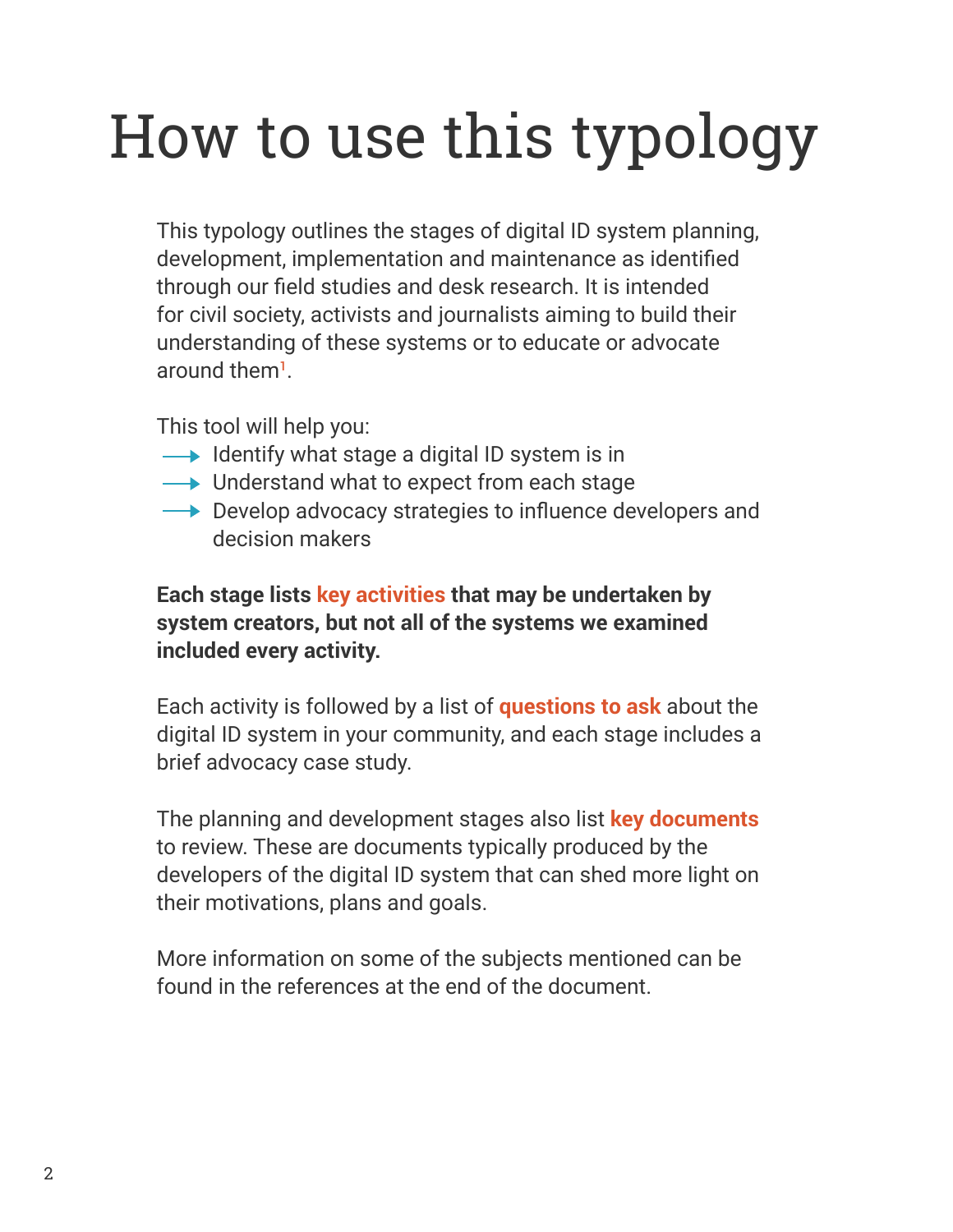# How to use this typology

This typology outlines the stages of digital ID system planning, development, implementation and maintenance as identified through our field studies and desk research. It is intended for civil society, activists and journalists aiming to build their understanding of these systems or to educate or advocate around them[1].

This tool will help you:

- Identify what stage a digital ID system is in
- Understand what to expect from each stage
- Develop advocacy strategies to influence developers and decision makers

**Each stage lists key activities that may be undertaken by system creators, but not all of the systems we examined included every activity.**

Each activity is followed by a list of **questions to ask** about the digital ID system in your community, and each stage includes a brief advocacy case study.

The planning and development stages also list **key documents** to review. These are documents typically produced by the developers of the digital ID system that can shed more light on their motivations, plans and goals.

More information on some of the subjects mentioned can be found in the references at the end of the document.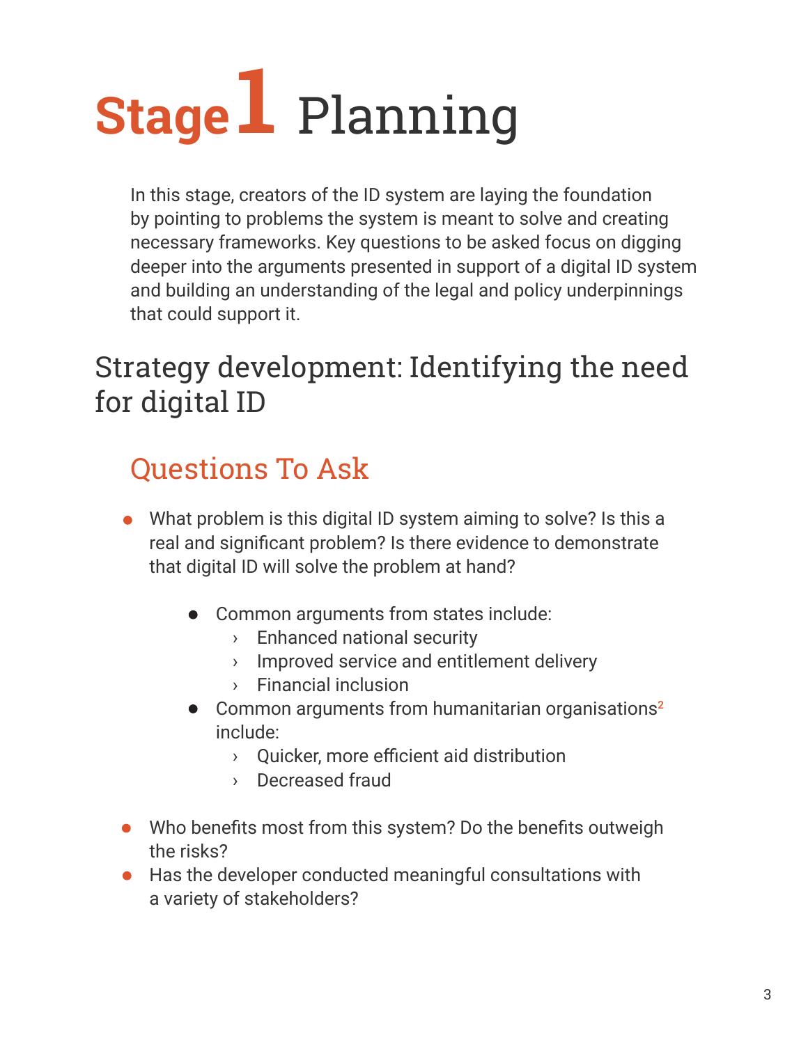# Stage 1 Planning

In this stage, creators of the ID system are laying the foundation by pointing to problems the system is meant to solve and creating necessary frameworks. Key questions to be asked focus on digging deeper into the arguments presented in support of a digital ID system and building an understanding of the legal and policy underpinnings that could support it.

## Strategy development: Identifying the need for digital ID

### Questions To Ask

- What problem is this digital ID system aiming to solve? Is this a real and significant problem? Is there evidence to demonstrate that digital ID will solve the problem at hand?
  - Common arguments from states include:
    - Enhanced national security
    - Improved service and entitlement delivery
    - Financial inclusion
  - Common arguments from humanitarian organisations[2] include:
    - Quicker, more efficient aid distribution
    - Decreased fraud
- Who benefits most from this system? Do the benefits outweigh the risks?
- Has the developer conducted meaningful consultations with a variety of stakeholders?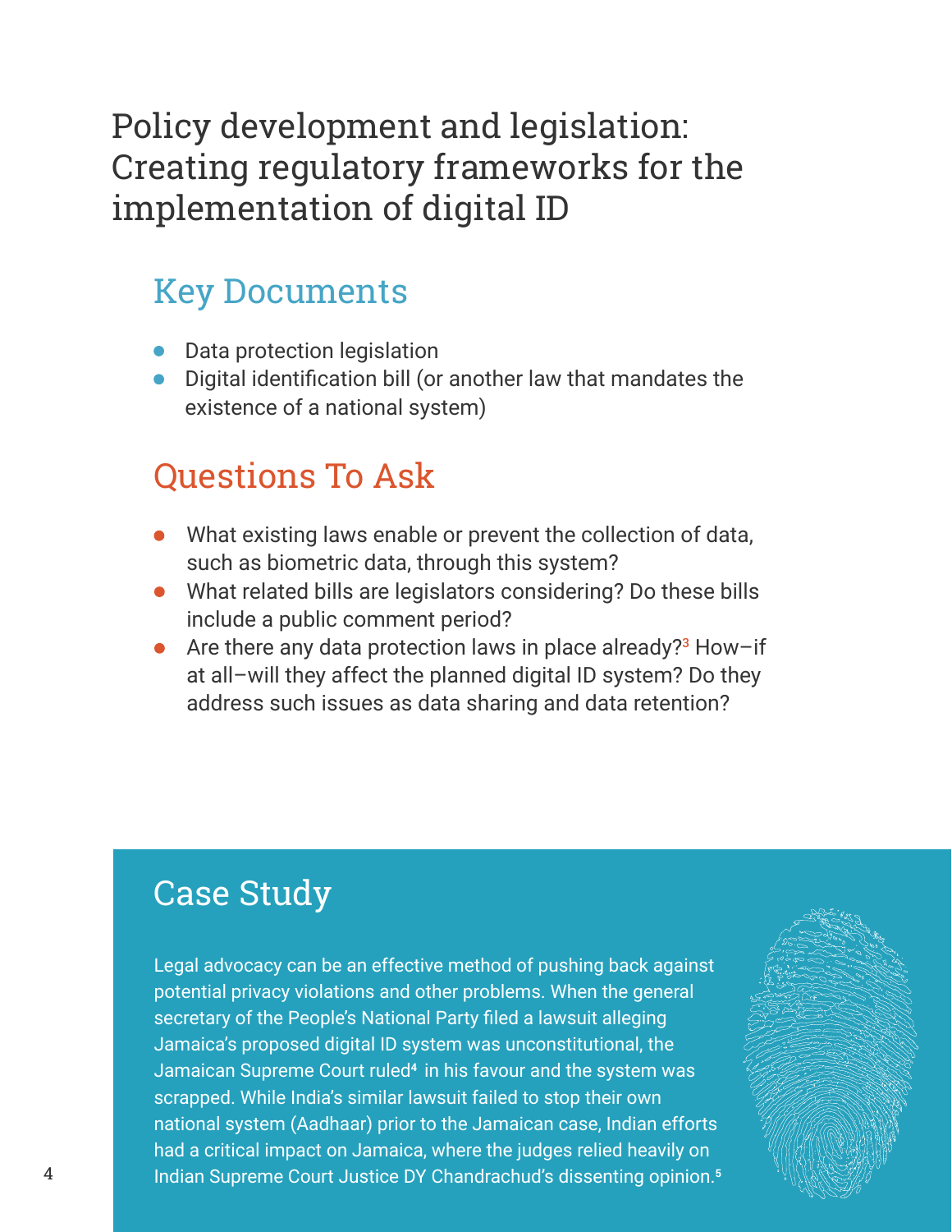# Policy development and legislation: Creating regulatory frameworks for the implementation of digital ID

## Key Documents

- Data protection legislation
- Digital identification bill (or another law that mandates the existence of a national system)

## Questions To Ask

- What existing laws enable or prevent the collection of data, such as biometric data, through this system?
- What related bills are legislators considering? Do these bills include a public comment period?
- Are there any data protection laws in place already?[3] How–if at all–will they affect the planned digital ID system? Do they address such issues as data sharing and data retention?

## Case Study

Legal advocacy can be an effective method of pushing back against potential privacy violations and other problems. When the general secretary of the People's National Party filed a lawsuit alleging Jamaica's proposed digital ID system was unconstitutional, the Jamaican Supreme Court ruled[4] in his favour and the system was scrapped. While India's similar lawsuit failed to stop their own national system (Aadhaar) prior to the Jamaican case, Indian efforts had a critical impact on Jamaica, where the judges relied heavily on Indian Supreme Court Justice DY Chandrachud's dissenting opinion.[5]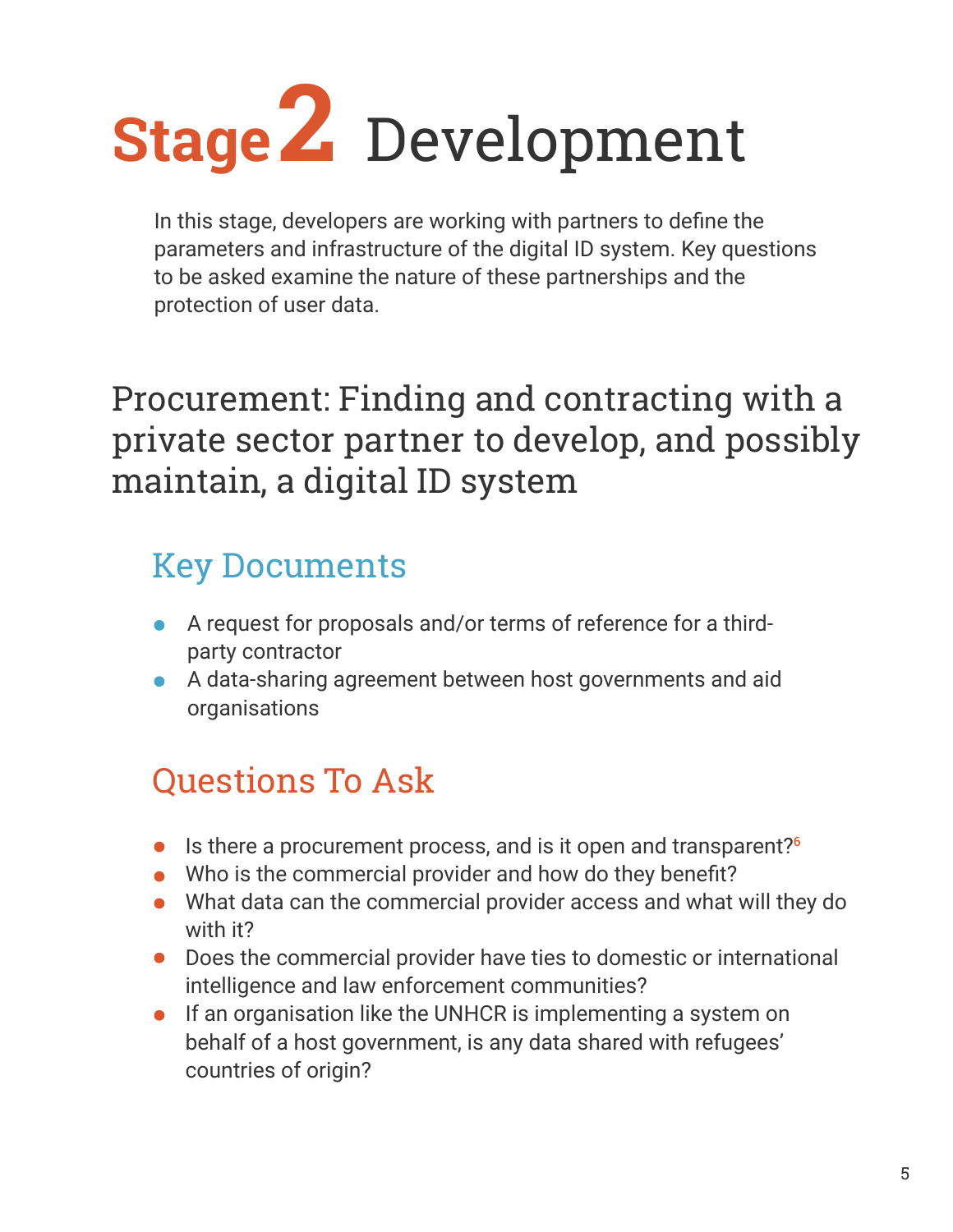# Stage 2 Development

In this stage, developers are working with partners to define the parameters and infrastructure of the digital ID system. Key questions to be asked examine the nature of these partnerships and the protection of user data.

## Procurement: Finding and contracting with a private sector partner to develop, and possibly maintain, a digital ID system

### Key Documents

- A request for proposals and/or terms of reference for a third-party contractor
- A data-sharing agreement between host governments and aid organisations

### Questions To Ask

- Is there a procurement process, and is it open and transparent?[6]
- Who is the commercial provider and how do they benefit?
- What data can the commercial provider access and what will they do with it?
- Does the commercial provider have ties to domestic or international intelligence and law enforcement communities?
- If an organisation like the UNHCR is implementing a system on behalf of a host government, is any data shared with refugees' countries of origin?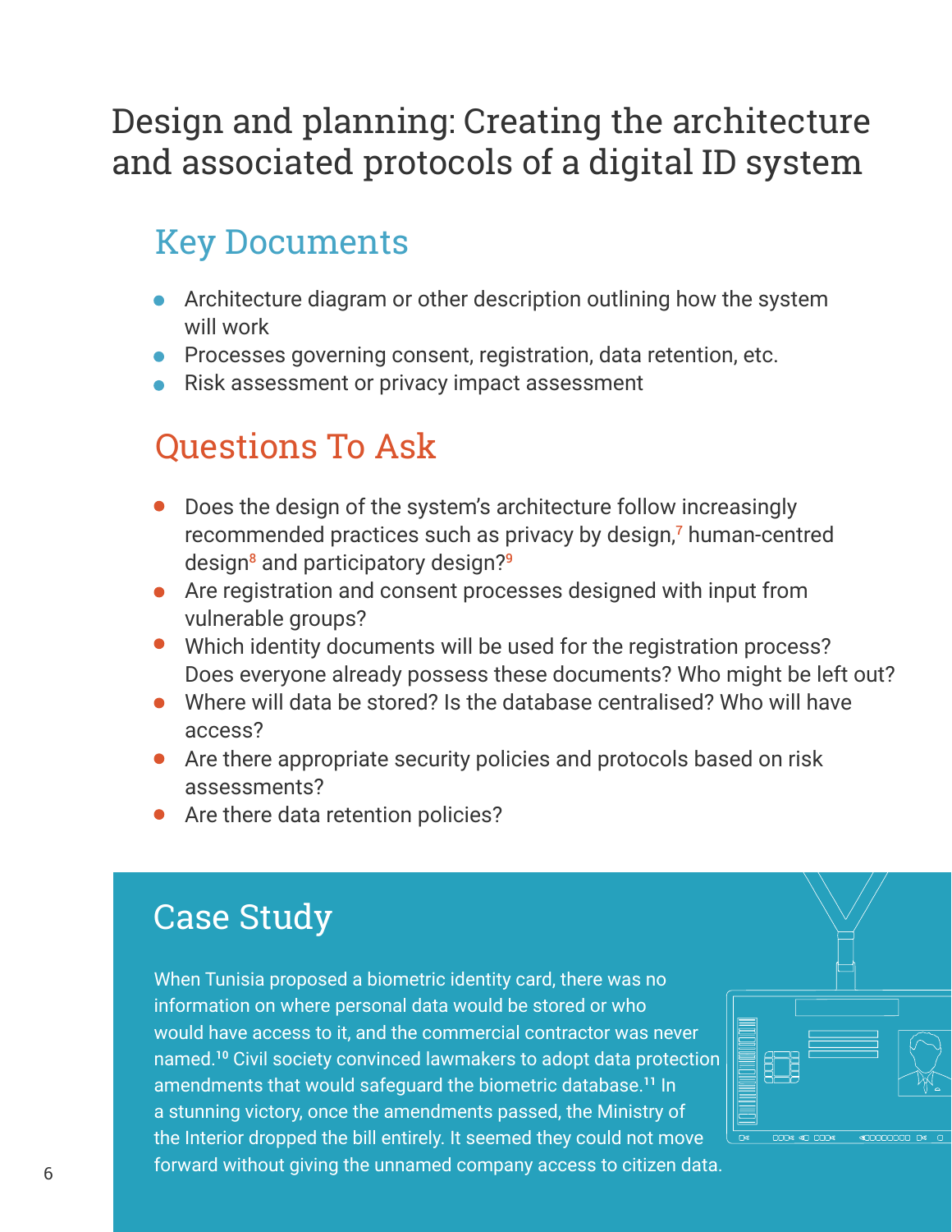# Design and planning: Creating the architecture and associated protocols of a digital ID system

## Key Documents

- Architecture diagram or other description outlining how the system will work
- Processes governing consent, registration, data retention, etc.
- Risk assessment or privacy impact assessment

## Questions To Ask

- Does the design of the system's architecture follow increasingly recommended practices such as privacy by design,[7] human-centred design[8] and participatory design?[9]
- Are registration and consent processes designed with input from vulnerable groups?
- Which identity documents will be used for the registration process? Does everyone already possess these documents? Who might be left out?
- Where will data be stored? Is the database centralised? Who will have access?
- Are there appropriate security policies and protocols based on risk assessments?
- Are there data retention policies?

## Case Study

When Tunisia proposed a biometric identity card, there was no information on where personal data would be stored or who would have access to it, and the commercial contractor was never named.[10] Civil society convinced lawmakers to adopt data protection amendments that would safeguard the biometric database.[11] In a stunning victory, once the amendments passed, the Ministry of the Interior dropped the bill entirely. It seemed they could not move forward without giving the unnamed company access to citizen data.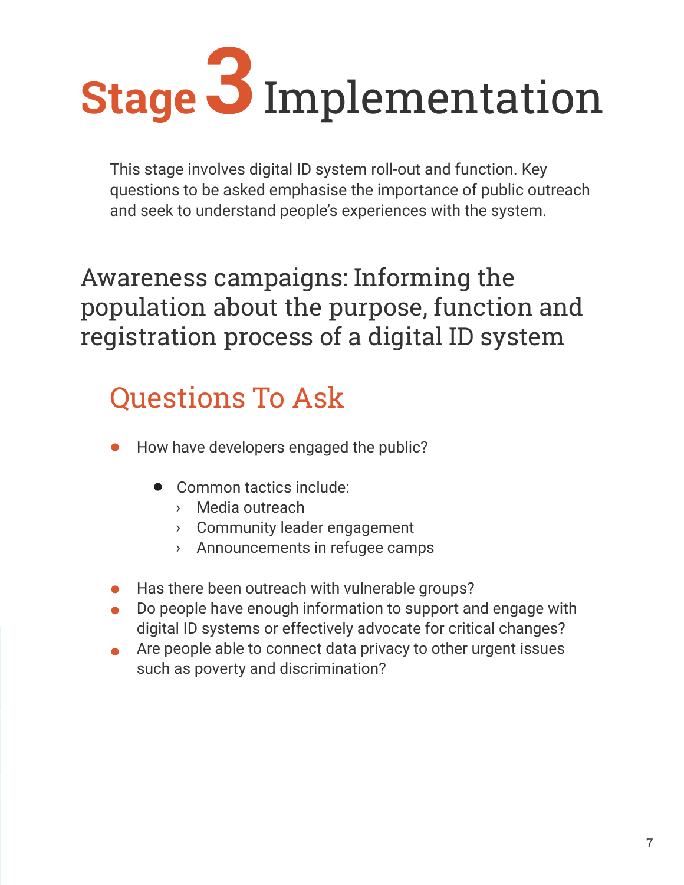# Stage 3 Implementation

This stage involves digital ID system roll-out and function. Key questions to be asked emphasise the importance of public outreach and seek to understand people's experiences with the system.

## Awareness campaigns: Informing the population about the purpose, function and registration process of a digital ID system

### Questions To Ask

- How have developers engaged the public?
  - Common tactics include:
    - Media outreach
    - Community leader engagement
    - Announcements in refugee camps
- Has there been outreach with vulnerable groups?
- Do people have enough information to support and engage with digital ID systems or effectively advocate for critical changes?
- Are people able to connect data privacy to other urgent issues such as poverty and discrimination?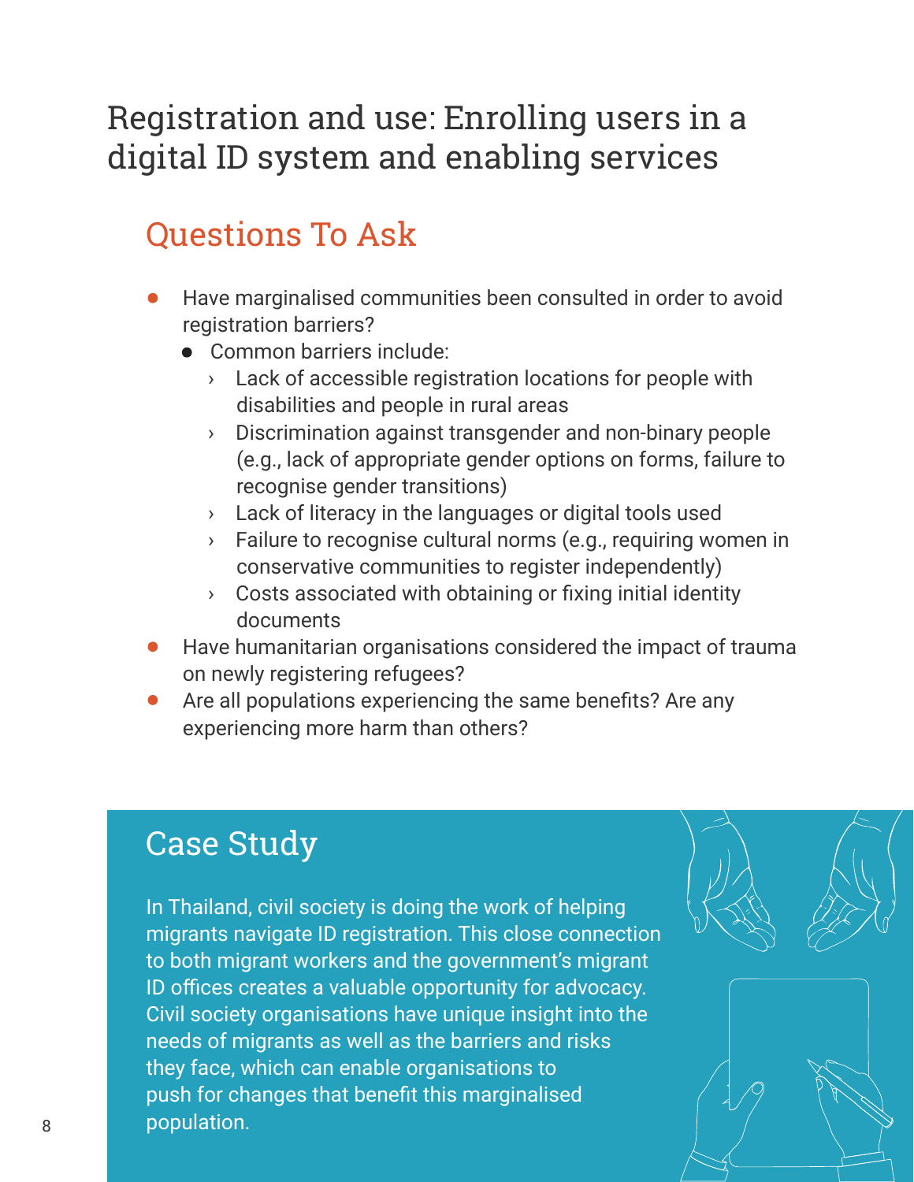# Registration and use: Enrolling users in a digital ID system and enabling services

## Questions To Ask

- Have marginalised communities been consulted in order to avoid registration barriers?
  - Common barriers include:
    - Lack of accessible registration locations for people with disabilities and people in rural areas
    - Discrimination against transgender and non-binary people (e.g., lack of appropriate gender options on forms, failure to recognise gender transitions)
    - Lack of literacy in the languages or digital tools used
    - Failure to recognise cultural norms (e.g., requiring women in conservative communities to register independently)
    - Costs associated with obtaining or fixing initial identity documents
- Have humanitarian organisations considered the impact of trauma on newly registering refugees?
- Are all populations experiencing the same benefits? Are any experiencing more harm than others?

## Case Study

In Thailand, civil society is doing the work of helping migrants navigate ID registration. This close connection to both migrant workers and the government's migrant ID offices creates a valuable opportunity for advocacy. Civil society organisations have unique insight into the needs of migrants as well as the barriers and risks they face, which can enable organisations to push for changes that benefit this marginalised population.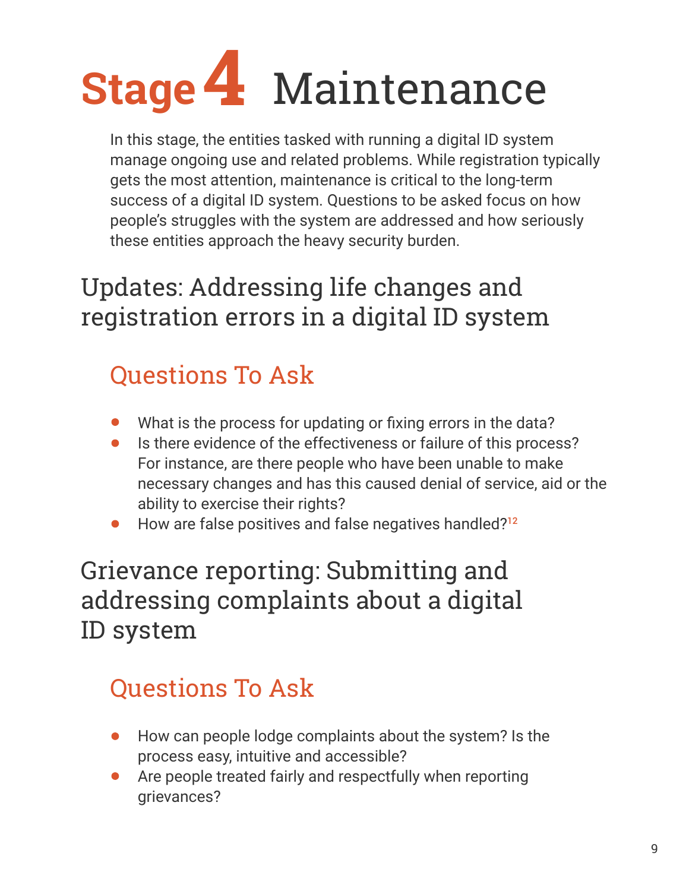# Stage 4 Maintenance

In this stage, the entities tasked with running a digital ID system manage ongoing use and related problems. While registration typically gets the most attention, maintenance is critical to the long-term success of a digital ID system. Questions to be asked focus on how people's struggles with the system are addressed and how seriously these entities approach the heavy security burden.

## Updates: Addressing life changes and registration errors in a digital ID system

### Questions To Ask

- What is the process for updating or fixing errors in the data?
- Is there evidence of the effectiveness or failure of this process? For instance, are there people who have been unable to make necessary changes and has this caused denial of service, aid or the ability to exercise their rights?
- How are false positives and false negatives handled?[12]

## Grievance reporting: Submitting and addressing complaints about a digital ID system

### Questions To Ask

- How can people lodge complaints about the system? Is the process easy, intuitive and accessible?
- Are people treated fairly and respectfully when reporting grievances?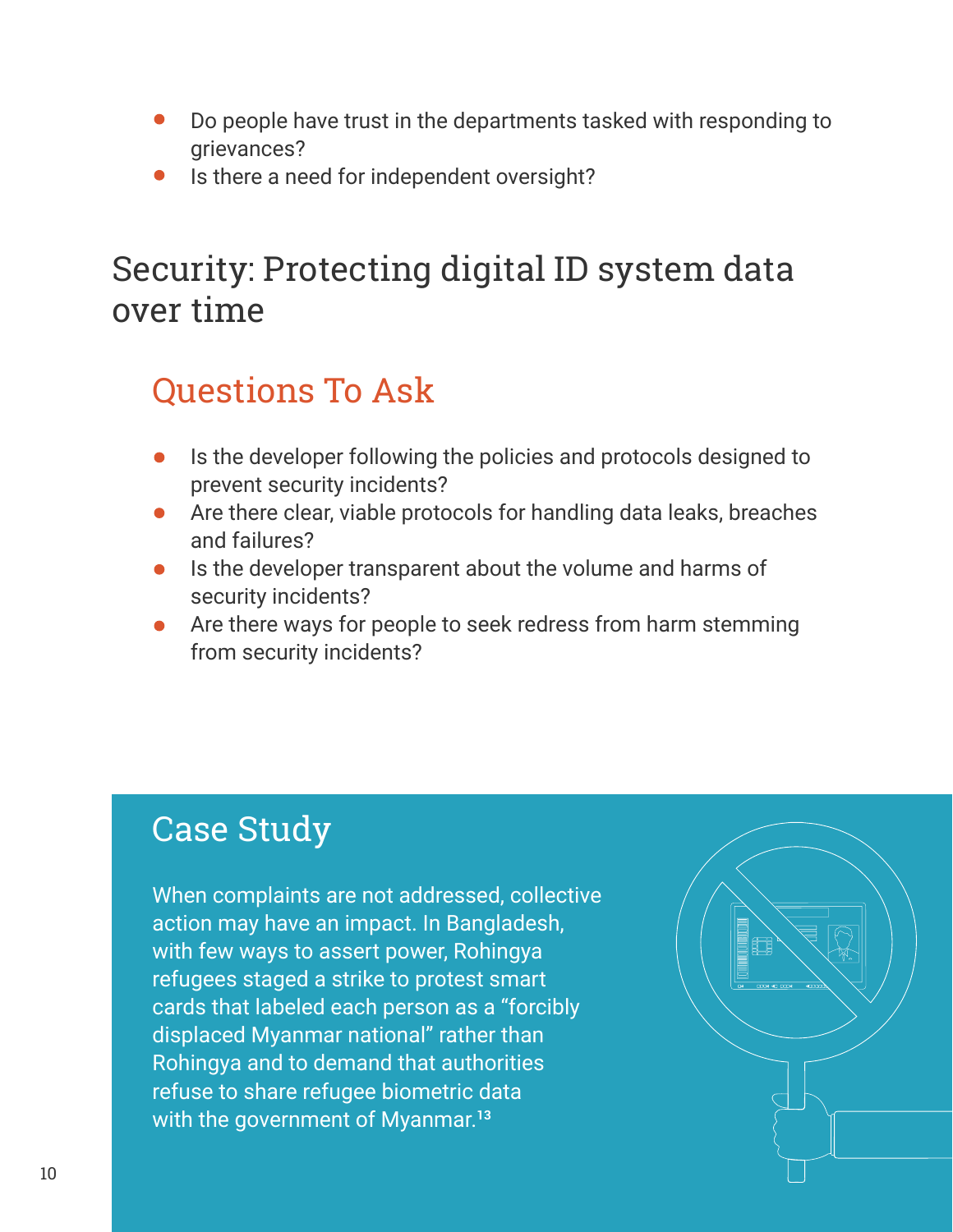- Do people have trust in the departments tasked with responding to grievances?
- Is there a need for independent oversight?

## Security: Protecting digital ID system data over time

### Questions To Ask

- Is the developer following the policies and protocols designed to prevent security incidents?
- Are there clear, viable protocols for handling data leaks, breaches and failures?
- Is the developer transparent about the volume and harms of security incidents?
- Are there ways for people to seek redress from harm stemming from security incidents?

### Case Study

When complaints are not addressed, collective action may have an impact. In Bangladesh, with few ways to assert power, Rohingya refugees staged a strike to protest smart cards that labeled each person as a "forcibly displaced Myanmar national" rather than Rohingya and to demand that authorities refuse to share refugee biometric data with the government of Myanmar.[13]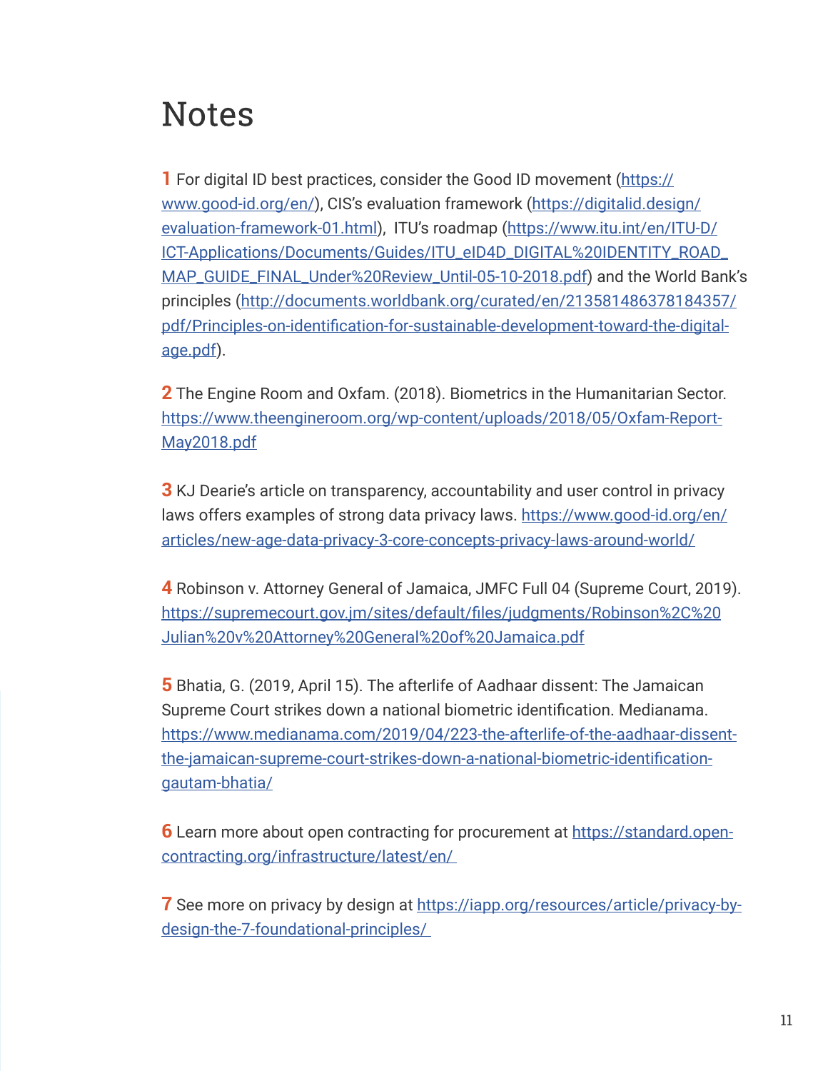# Notes

**1** For digital ID best practices, consider the Good ID movement (https://www.good-id.org/en/), CIS's evaluation framework (https://digitalid.design/evaluation-framework-01.html), ITU's roadmap (https://www.itu.int/en/ITU-D/ICT-Applications/Documents/Guides/ITU_eID4D_DIGITAL%20IDENTITY_ROAD_MAP_GUIDE_FINAL_Under%20Review_Until-05-10-2018.pdf) and the World Bank's principles (http://documents.worldbank.org/curated/en/213581486378184357/pdf/Principles-on-identification-for-sustainable-development-toward-the-digital-age.pdf).

**2** The Engine Room and Oxfam. (2018). Biometrics in the Humanitarian Sector. https://www.theengineroom.org/wp-content/uploads/2018/05/Oxfam-Report-May2018.pdf

**3** KJ Dearie's article on transparency, accountability and user control in privacy laws offers examples of strong data privacy laws. https://www.good-id.org/en/articles/new-age-data-privacy-3-core-concepts-privacy-laws-around-world/

**4** Robinson v. Attorney General of Jamaica, JMFC Full 04 (Supreme Court, 2019). https://supremecourt.gov.jm/sites/default/files/judgments/Robinson%2C%20Julian%20v%20Attorney%20General%20of%20Jamaica.pdf

**5** Bhatia, G. (2019, April 15). The afterlife of Aadhaar dissent: The Jamaican Supreme Court strikes down a national biometric identification. Medianama. https://www.medianama.com/2019/04/223-the-afterlife-of-the-aadhaar-dissent-the-jamaican-supreme-court-strikes-down-a-national-biometric-identification-gautam-bhatia/

**6** Learn more about open contracting for procurement at https://standard.open-contracting.org/infrastructure/latest/en/

**7** See more on privacy by design at https://iapp.org/resources/article/privacy-by-design-the-7-foundational-principles/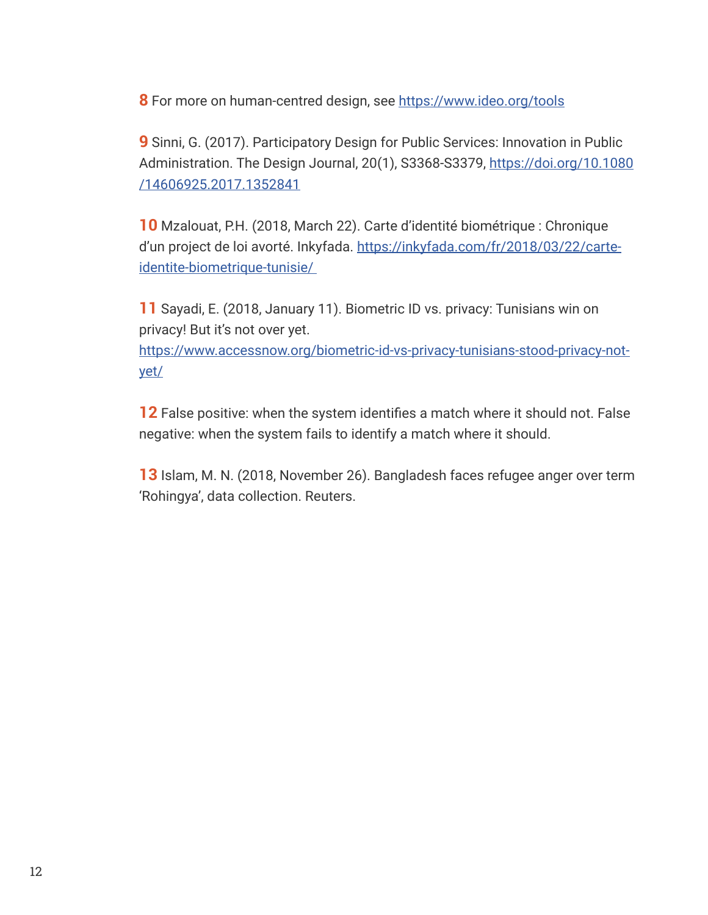**8** For more on human-centred design, see https://www.ideo.org/tools

**9** Sinni, G. (2017). Participatory Design for Public Services: Innovation in Public Administration. The Design Journal, 20(1), S3368-S3379, https://doi.org/10.1080/14606925.2017.1352841

**10** Mzalouat, P.H. (2018, March 22). Carte d'identité biométrique : Chronique d'un project de loi avorté. Inkyfada. https://inkyfada.com/fr/2018/03/22/carte-identite-biometrique-tunisie/

**11** Sayadi, E. (2018, January 11). Biometric ID vs. privacy: Tunisians win on privacy! But it's not over yet. https://www.accessnow.org/biometric-id-vs-privacy-tunisians-stood-privacy-not-yet/

**12** False positive: when the system identifies a match where it should not. False negative: when the system fails to identify a match where it should.

**13** Islam, M. N. (2018, November 26). Bangladesh faces refugee anger over term 'Rohingya', data collection. Reuters.